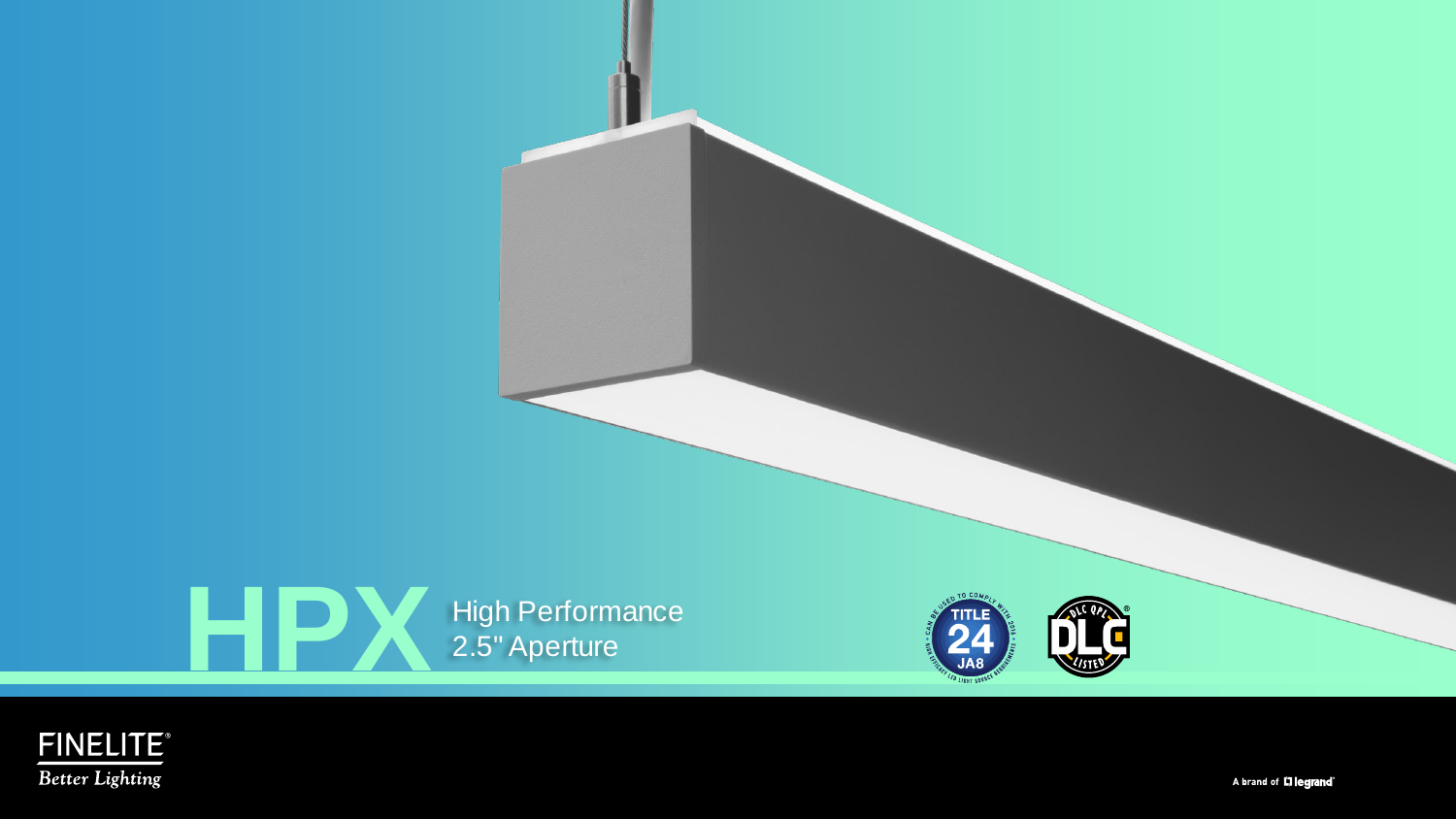# HPX

High Performance
2.5" Aperture

FINELITE®
*Better Lighting*

A brand of legrand®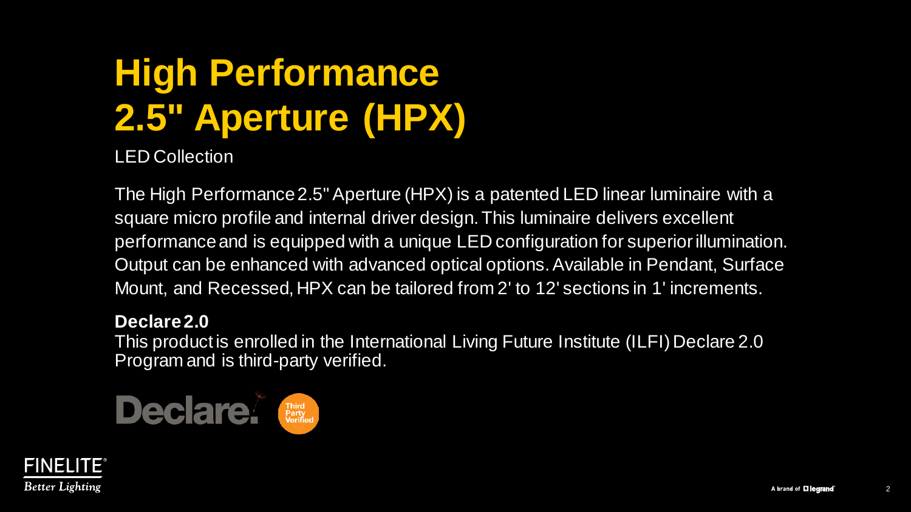# High Performance 2.5" Aperture (HPX)

LED Collection

The High Performance 2.5" Aperture (HPX) is a patented LED linear luminaire with a square micro profile and internal driver design. This luminaire delivers excellent performance and is equipped with a unique LED configuration for superior illumination. Output can be enhanced with advanced optical options. Available in Pendant, Surface Mount, and Recessed, HPX can be tailored from 2' to 12' sections in 1' increments.

**Declare 2.0**
This product is enrolled in the International Living Future Institute (ILFI) Declare 2.0 Program and is third-party verified.

Declare. Third Party Verified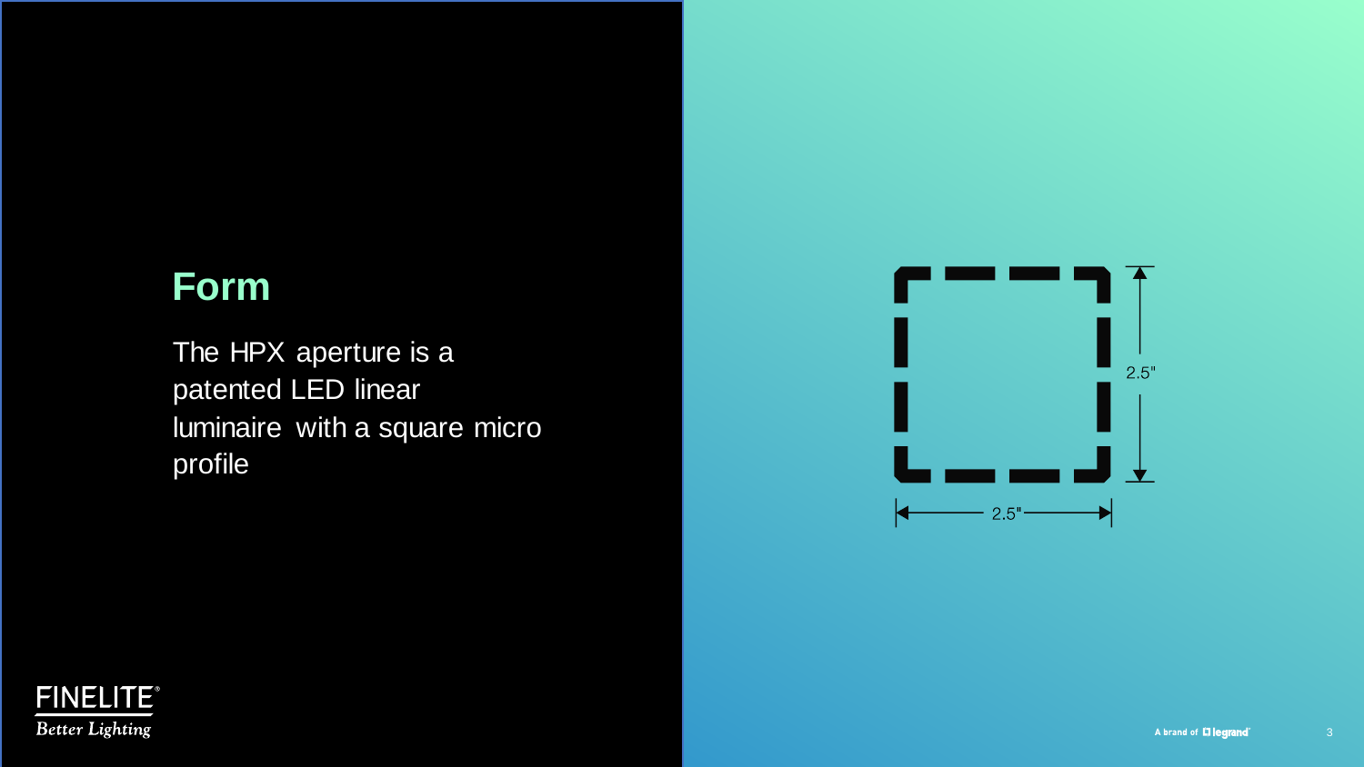## Form

The HPX aperture is a patented LED linear luminaire with a square micro profile

2.5"

2.5"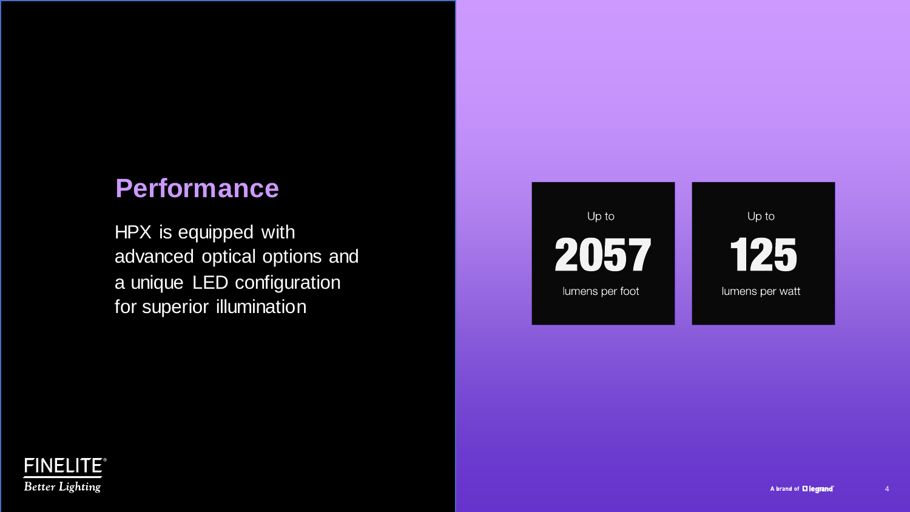## Performance

HPX is equipped with advanced optical options and a unique LED configuration for superior illumination

Up to
**2057**
lumens per foot

Up to
**125**
lumens per watt

FINELITE®
*Better Lighting*

A brand of legrand®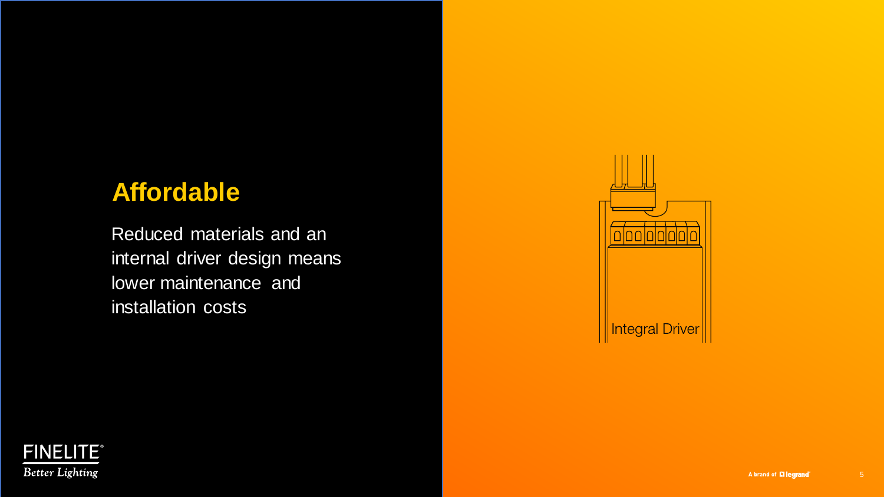## Affordable

Reduced materials and an internal driver design means lower maintenance and installation costs

Integral Driver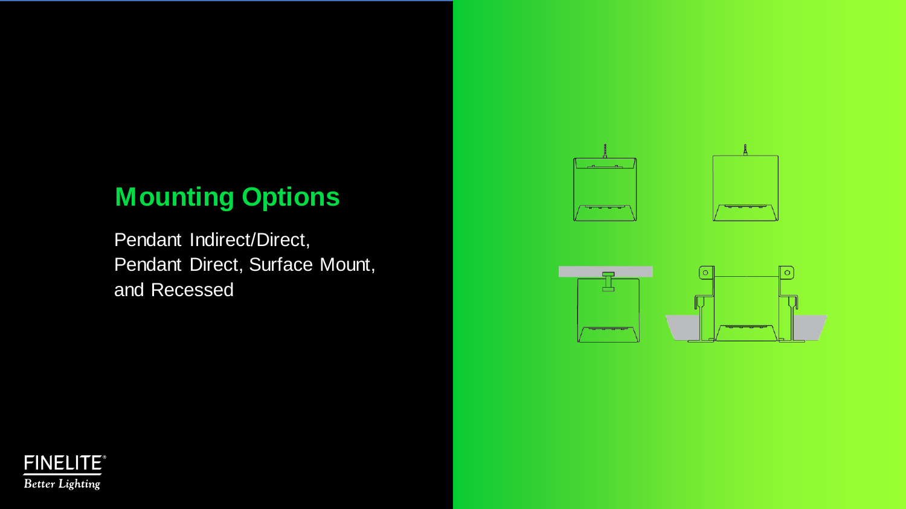## Mounting Options

Pendant Indirect/Direct,
Pendant Direct, Surface Mount,
and Recessed

FINELITE®
*Better Lighting*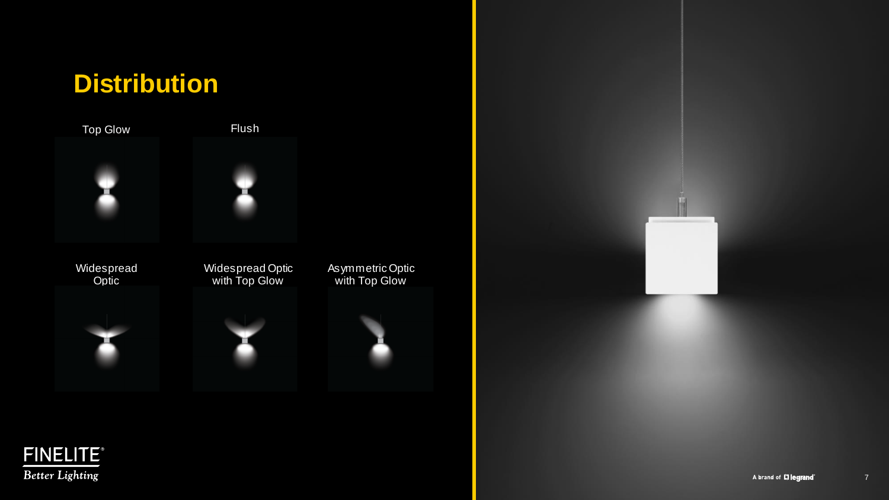# Distribution

Top Glow

Flush

Widespread Optic

Widespread Optic with Top Glow

Asymmetric Optic with Top Glow

FINELITE®
*Better Lighting*

A brand of legrand®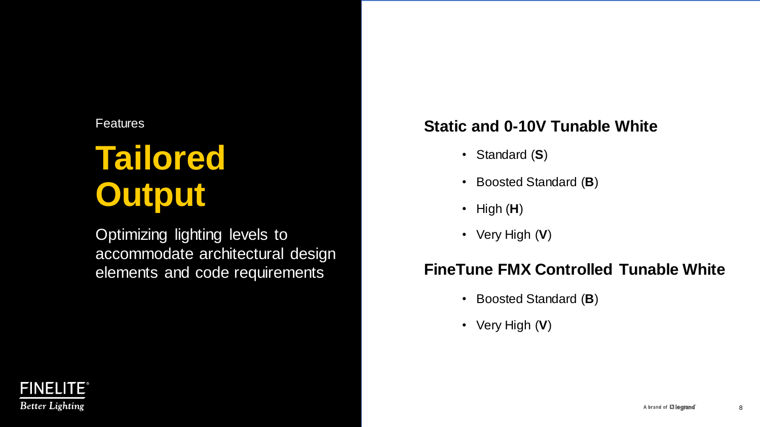Features

# Tailored Output

Optimizing lighting levels to accommodate architectural design elements and code requirements

## Static and 0-10V Tunable White

- Standard (**S**)
- Boosted Standard (**B**)
- High (**H**)
- Very High (**V**)

## FineTune FMX Controlled Tunable White

- Boosted Standard (**B**)
- Very High (**V**)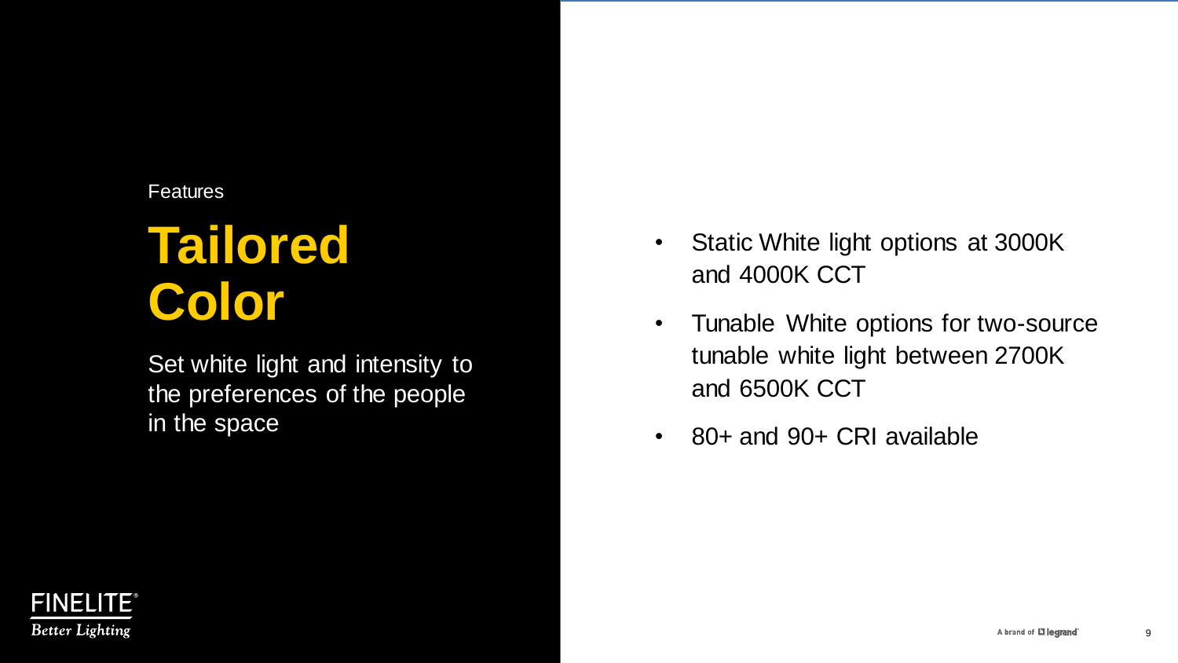Features

# Tailored Color

Set white light and intensity to the preferences of the people in the space

- Static White light options at 3000K and 4000K CCT
- Tunable White options for two-source tunable white light between 2700K and 6500K CCT
- 80+ and 90+ CRI available

FINELITE®
*Better Lighting*

A brand of legrand®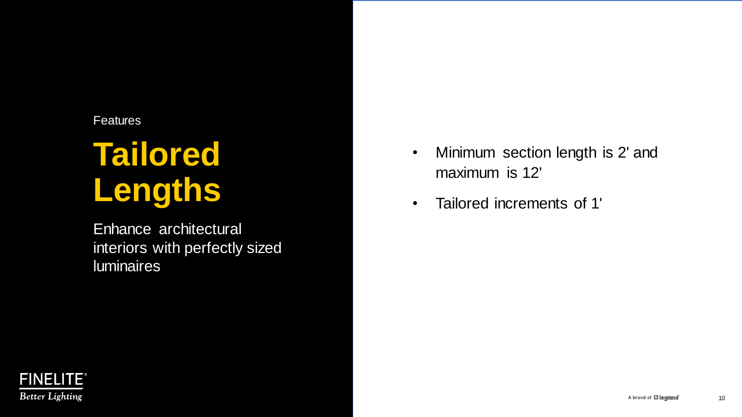Features

# Tailored Lengths

Enhance architectural interiors with perfectly sized luminaires

- Minimum section length is 2' and maximum is 12'
- Tailored increments of 1'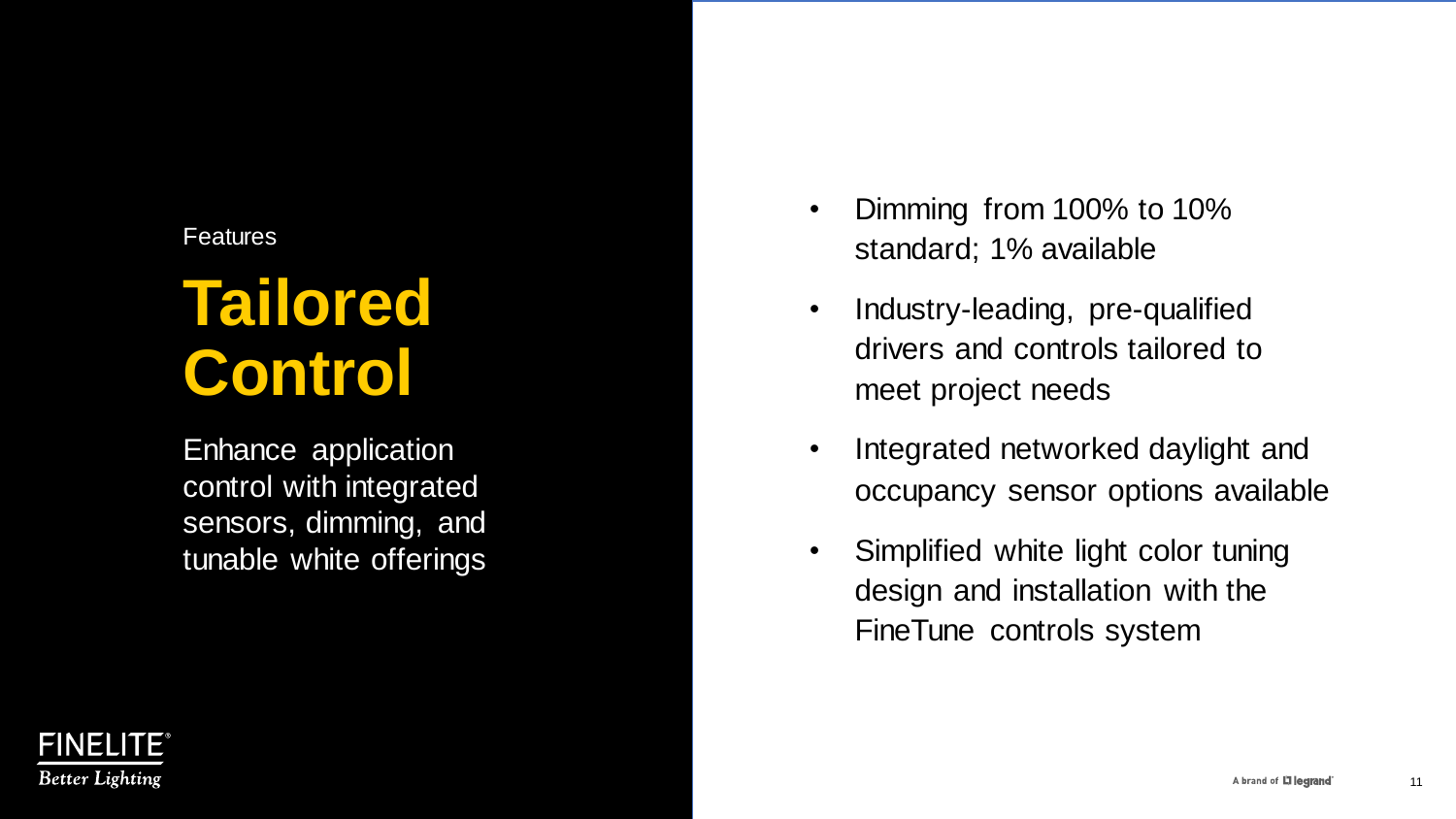Features

# Tailored Control

Enhance application control with integrated sensors, dimming, and tunable white offerings

- Dimming from 100% to 10% standard; 1% available
- Industry-leading, pre-qualified drivers and controls tailored to meet project needs
- Integrated networked daylight and occupancy sensor options available
- Simplified white light color tuning design and installation with the FineTune controls system

FINELITE®
*Better Lighting*

A brand of legrand®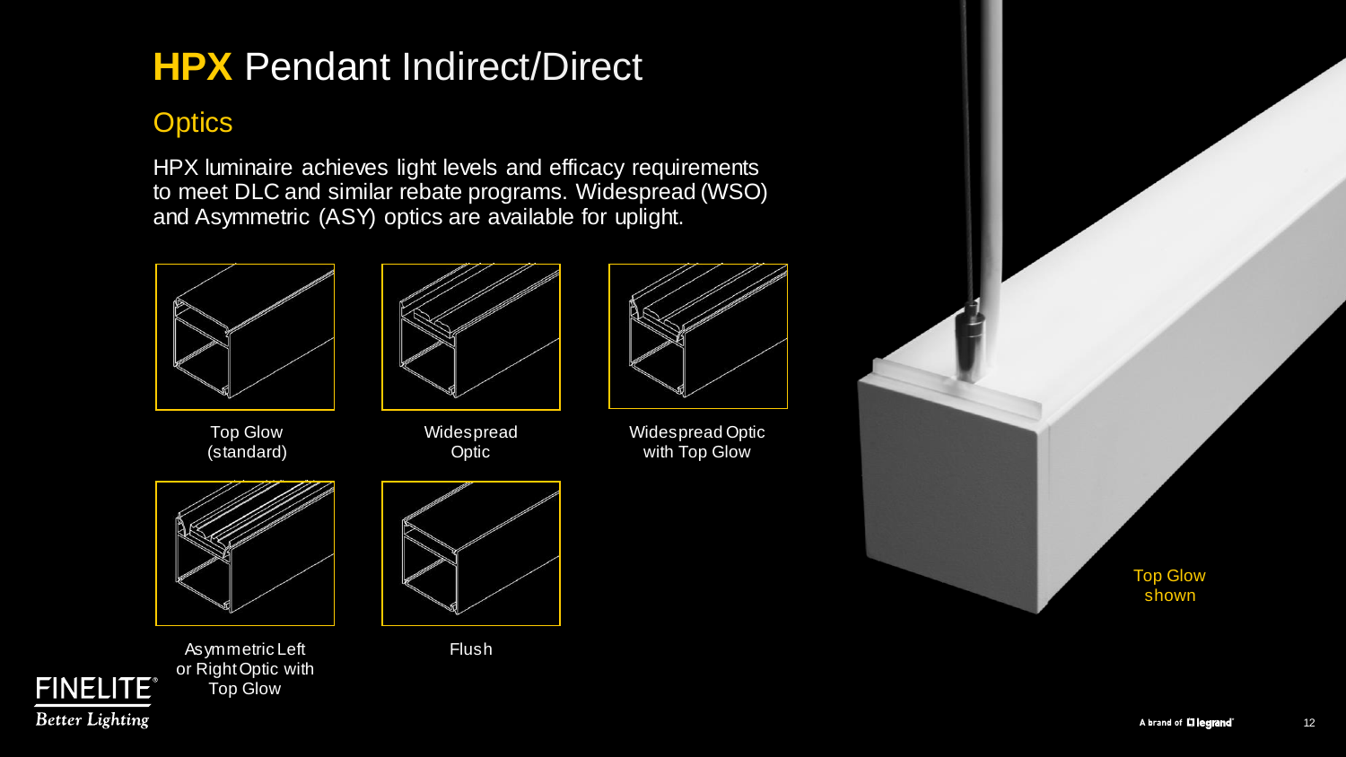# **HPX** Pendant Indirect/Direct

## Optics

HPX luminaire achieves light levels and efficacy requirements to meet DLC and similar rebate programs. Widespread (WSO) and Asymmetric (ASY) optics are available for uplight.

Top Glow (standard)

Widespread Optic

Widespread Optic with Top Glow

Asymmetric Left or Right Optic with Top Glow

Flush

Top Glow shown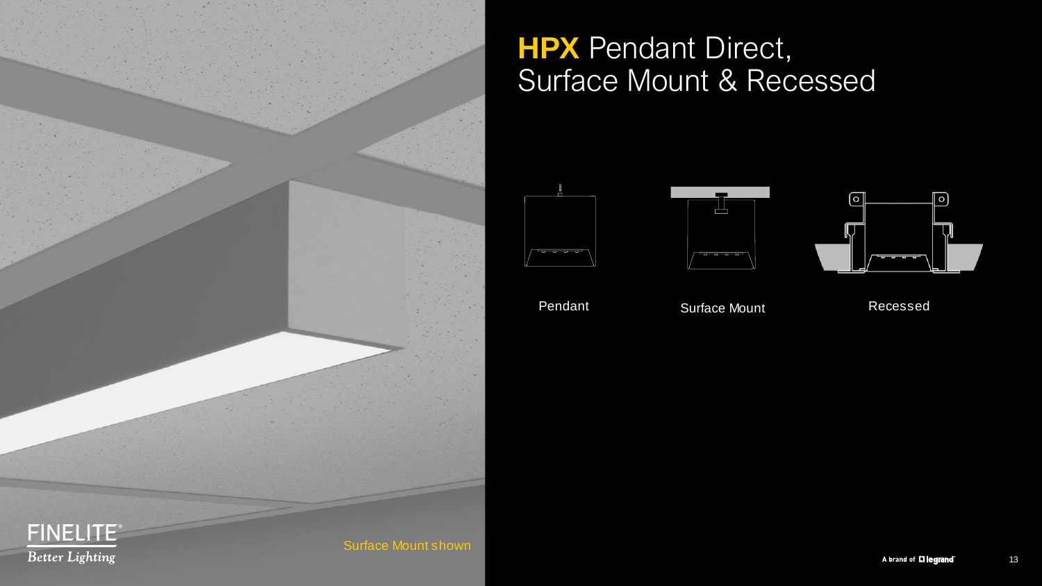# **HPX** Pendant Direct, Surface Mount & Recessed

Pendant

Surface Mount

Recessed

Surface Mount shown

FINELITE®
*Better Lighting*

A brand of legrand®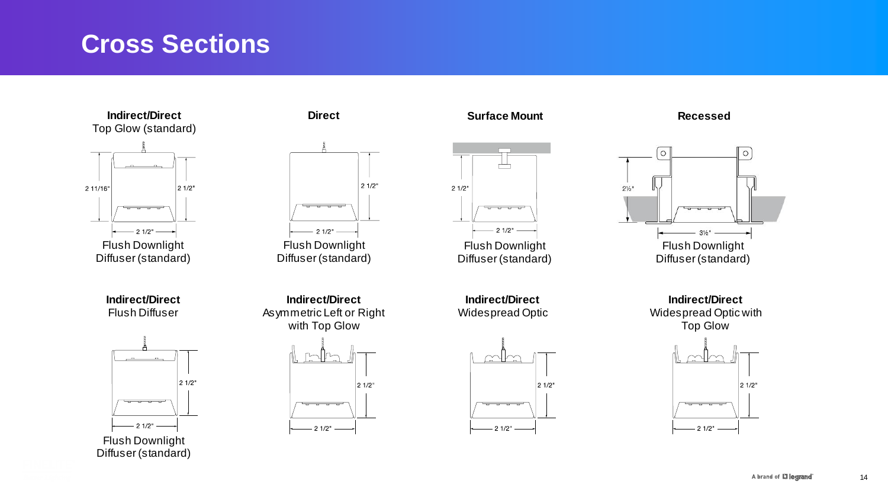# Cross Sections

**Indirect/Direct**
Top Glow (standard)

2 11/16"
2 1/2"
2 1/2"

Flush Downlight Diffuser (standard)

**Direct**

2 1/2"
2 1/2"

Flush Downlight Diffuser (standard)

**Surface Mount**

2 1/2"
2 1/2"

Flush Downlight Diffuser (standard)

**Recessed**

2½"
3½"

Flush Downlight Diffuser (standard)

**Indirect/Direct**
Flush Diffuser

2 1/2"
2 1/2"

Flush Downlight Diffuser (standard)

**Indirect/Direct**
Asymmetric Left or Right with Top Glow

2 1/2"
2 1/2"

**Indirect/Direct**
Widespread Optic

2 1/2"
2 1/2"

**Indirect/Direct**
Widespread Optic with Top Glow

2 1/2"
2 1/2"

A brand of legrand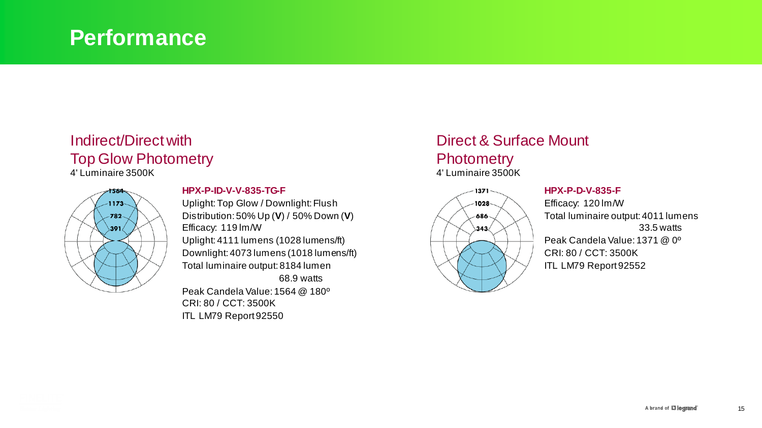# Performance

## Indirect/Direct with Top Glow Photometry

4' Luminaire 3500K

**HPX-P-ID-V-V-835-TG-F**

Uplight: Top Glow / Downlight: Flush
Distribution: 50% Up (**V**) / 50% Down (**V**)
Efficacy: 119 lm/W
Uplight: 4111 lumens (1028 lumens/ft)
Downlight: 4073 lumens (1018 lumens/ft)
Total luminaire output: 8184 lumen
68.9 watts
Peak Candela Value: 1564 @ 180º
CRI: 80 / CCT: 3500K
ITL LM79 Report 92550

## Direct & Surface Mount Photometry

4' Luminaire 3500K

**HPX-P-D-V-835-F**

Efficacy: 120 lm/W
Total luminaire output: 4011 lumens
33.5 watts
Peak Candela Value: 1371 @ 0º
CRI: 80 / CCT: 3500K
ITL LM79 Report 92552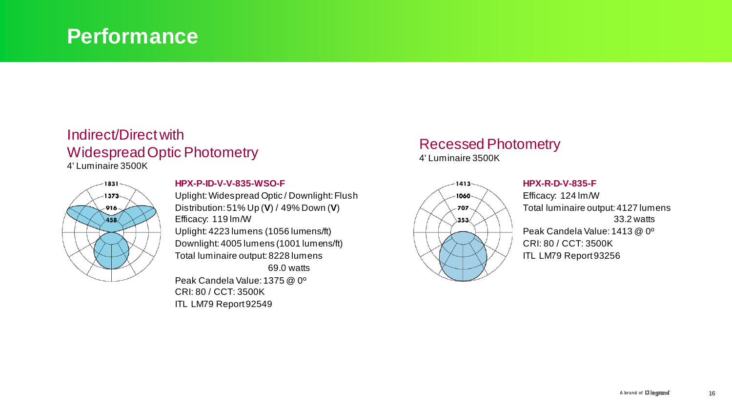# Performance

## Indirect/Direct with Widespread Optic Photometry

4' Luminaire 3500K

**HPX-P-ID-V-V-835-WSO-F**

Uplight: Widespread Optic / Downlight: Flush
Distribution: 51% Up (**V**) / 49% Down (**V**)
Efficacy: 119 lm/W
Uplight: 4223 lumens (1056 lumens/ft)
Downlight: 4005 lumens (1001 lumens/ft)
Total luminaire output: 8228 lumens
69.0 watts
Peak Candela Value: 1375 @ 0º
CRI: 80 / CCT: 3500K
ITL LM79 Report 92549

## Recessed Photometry

4' Luminaire 3500K

**HPX-R-D-V-835-F**

Efficacy: 124 lm/W
Total luminaire output: 4127 lumens
33.2 watts
Peak Candela Value: 1413 @ 0º
CRI: 80 / CCT: 3500K
ITL LM79 Report 93256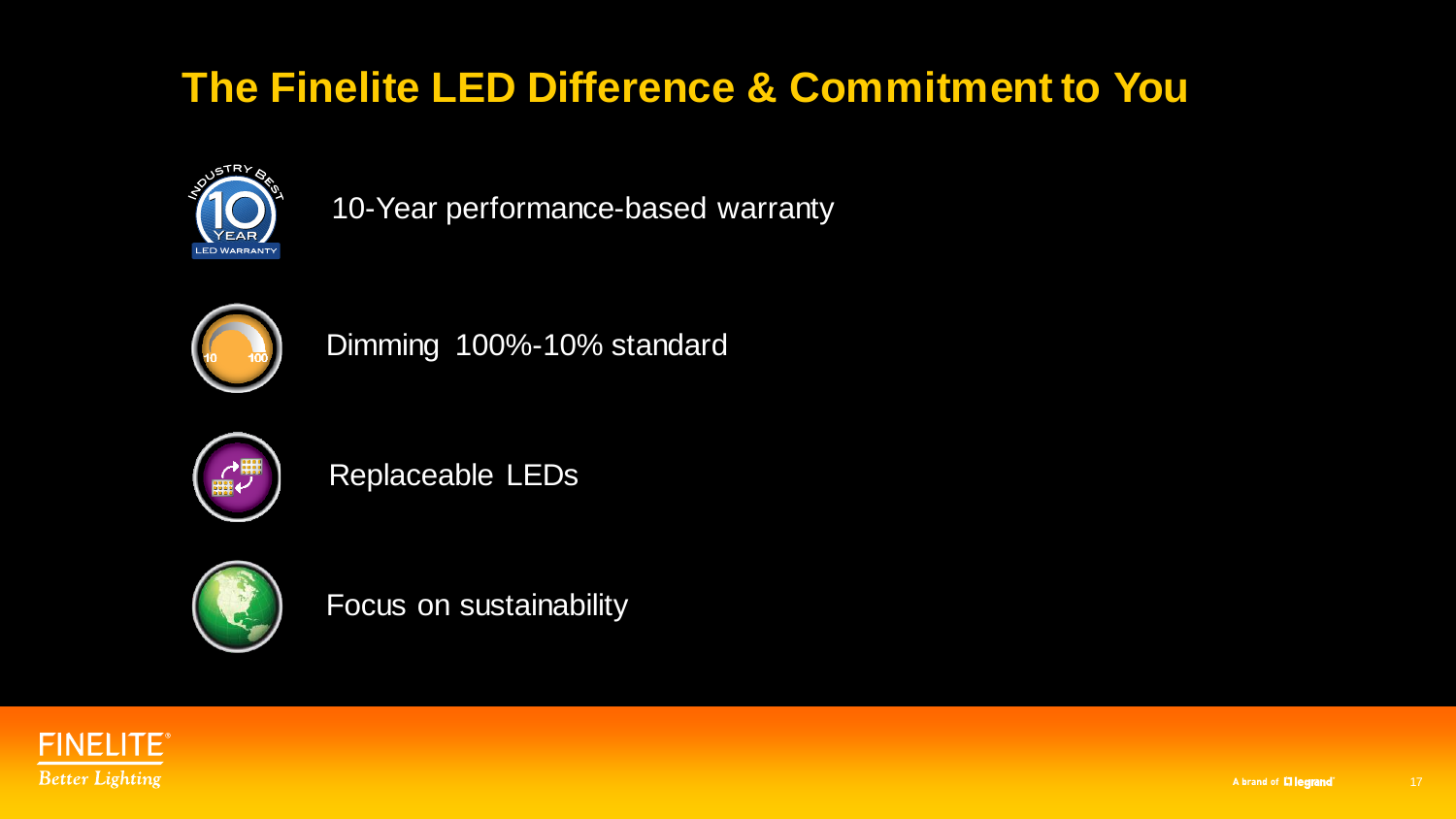# The Finelite LED Difference & Commitment to You

- 10-Year performance-based warranty
- Dimming 100%-10% standard
- Replaceable LEDs
- Focus on sustainability